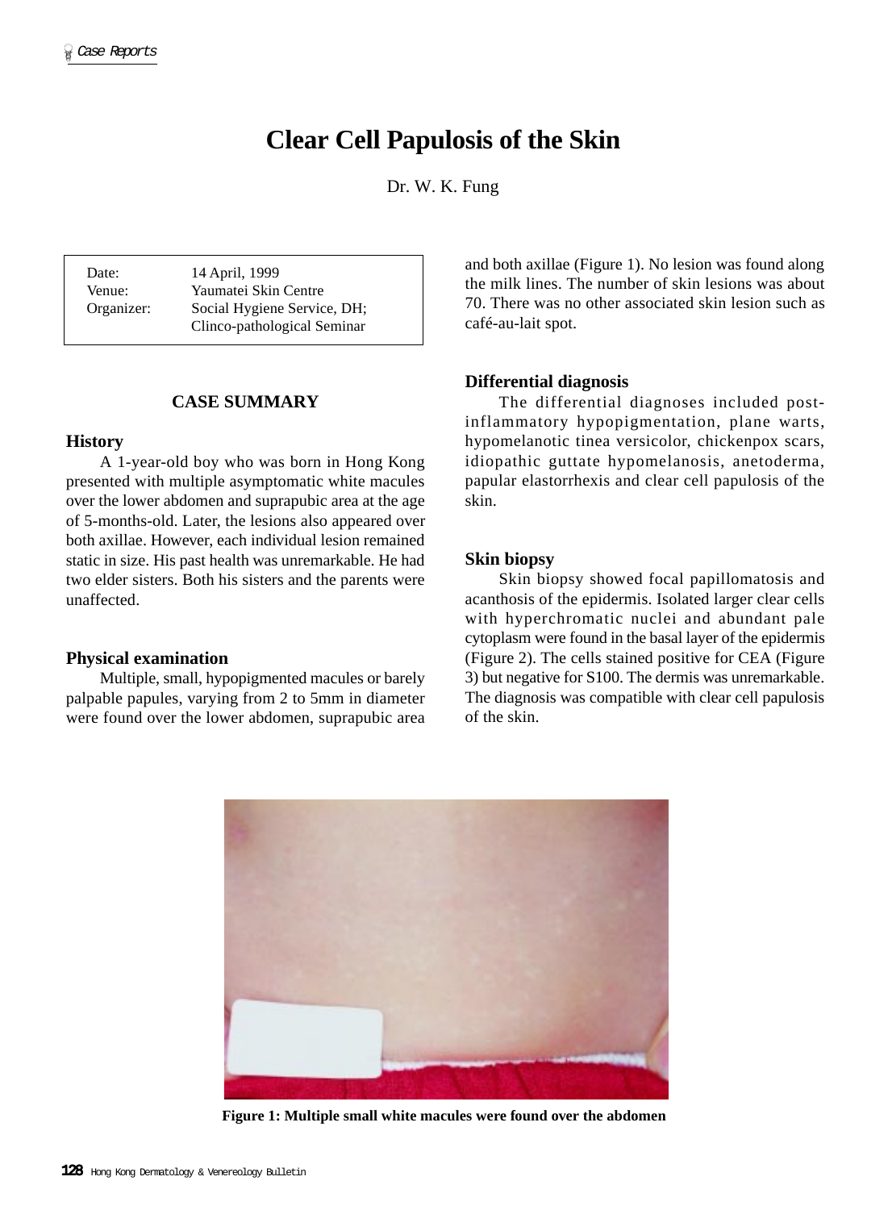# Clear Cell Papulosis of the Skin

Dr. W. K. Fung

| | |
|---|---|
| Date: | 14 April, 1999 |
| Venue: | Yaumatei Skin Centre |
| Organizer: | Social Hygiene Service, DH; Clinco-pathological Seminar |

## CASE SUMMARY

### History

A 1-year-old boy who was born in Hong Kong presented with multiple asymptomatic white macules over the lower abdomen and suprapubic area at the age of 5-months-old. Later, the lesions also appeared over both axillae. However, each individual lesion remained static in size. His past health was unremarkable. He had two elder sisters. Both his sisters and the parents were unaffected.

### Physical examination

Multiple, small, hypopigmented macules or barely palpable papules, varying from 2 to 5mm in diameter were found over the lower abdomen, suprapubic area and both axillae (Figure 1). No lesion was found along the milk lines. The number of skin lesions was about 70. There was no other associated skin lesion such as café-au-lait spot.

### Differential diagnosis

The differential diagnoses included post-inflammatory hypopigmentation, plane warts, hypomelanotic tinea versicolor, chickenpox scars, idiopathic guttate hypomelanosis, anetoderma, papular elastorrhexis and clear cell papulosis of the skin.

### Skin biopsy

Skin biopsy showed focal papillomatosis and acanthosis of the epidermis. Isolated larger clear cells with hyperchromatic nuclei and abundant pale cytoplasm were found in the basal layer of the epidermis (Figure 2). The cells stained positive for CEA (Figure 3) but negative for S100. The dermis was unremarkable. The diagnosis was compatible with clear cell papulosis of the skin.

**Figure 1: Multiple small white macules were found over the abdomen**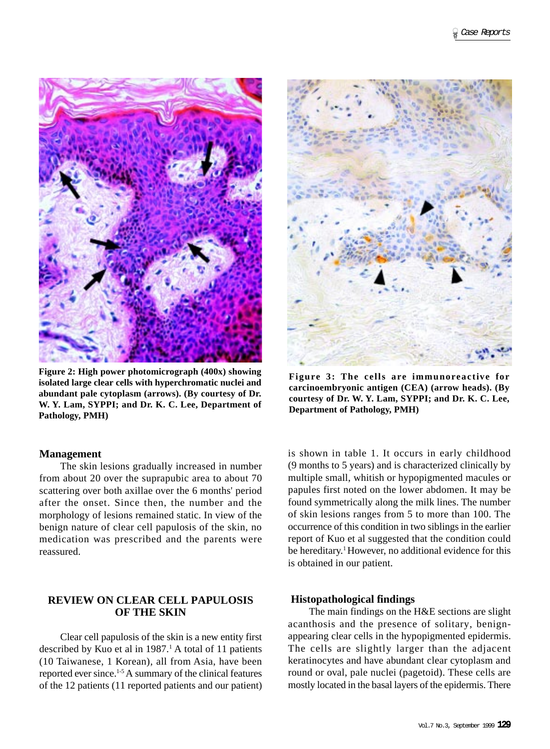Figure 2: High power photomicrograph (400x) showing isolated large clear cells with hyperchromatic nuclei and abundant pale cytoplasm (arrows). (By courtesy of Dr. W. Y. Lam, SYPPI; and Dr. K. C. Lee, Department of Pathology, PMH)

Figure 3: The cells are immunoreactive for carcinoembryonic antigen (CEA) (arrow heads). (By courtesy of Dr. W. Y. Lam, SYPPI; and Dr. K. C. Lee, Department of Pathology, PMH)

## Management

The skin lesions gradually increased in number from about 20 over the suprapubic area to about 70 scattering over both axillae over the 6 months' period after the onset. Since then, the number and the morphology of lesions remained static. In view of the benign nature of clear cell papulosis of the skin, no medication was prescribed and the parents were reassured.

## REVIEW ON CLEAR CELL PAPULOSIS OF THE SKIN

Clear cell papulosis of the skin is a new entity first described by Kuo et al in 1987.[1] A total of 11 patients (10 Taiwanese, 1 Korean), all from Asia, have been reported ever since.[1-5] A summary of the clinical features of the 12 patients (11 reported patients and our patient) is shown in table 1. It occurs in early childhood (9 months to 5 years) and is characterized clinically by multiple small, whitish or hypopigmented macules or papules first noted on the lower abdomen. It may be found symmetrically along the milk lines. The number of skin lesions ranges from 5 to more than 100. The occurrence of this condition in two siblings in the earlier report of Kuo et al suggested that the condition could be hereditary.[1] However, no additional evidence for this is obtained in our patient.

## Histopathological findings

The main findings on the H&E sections are slight acanthosis and the presence of solitary, benign-appearing clear cells in the hypopigmented epidermis. The cells are slightly larger than the adjacent keratinocytes and have abundant clear cytoplasm and round or oval, pale nuclei (pagetoid). These cells are mostly located in the basal layers of the epidermis. There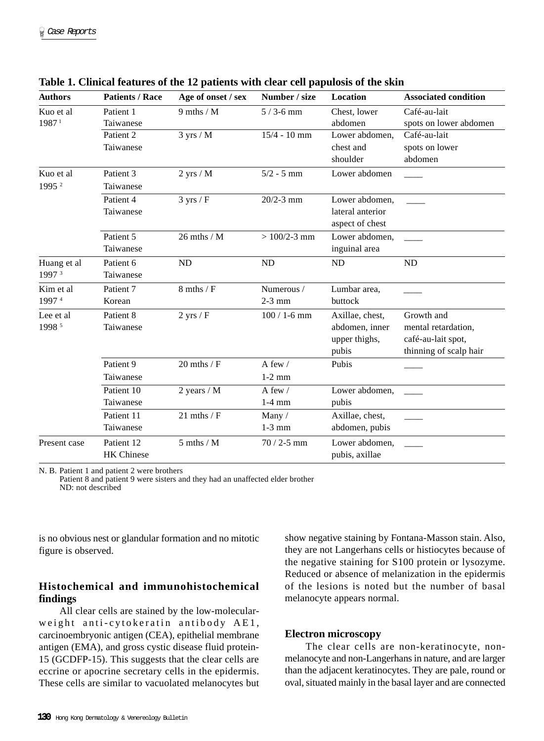**Table 1. Clinical features of the 12 patients with clear cell papulosis of the skin**

| Authors | Patients / Race | Age of onset / sex | Number / size | Location | Associated condition |
|---|---|---|---|---|---|
| Kuo et al 1987 [1] | Patient 1 Taiwanese | 9 mths / M | 5 / 3-6 mm | Chest, lower abdomen | Café-au-lait spots on lower abdomen |
| | Patient 2 Taiwanese | 3 yrs / M | 15/4 - 10 mm | Lower abdomen, chest and shoulder | Café-au-lait spots on lower abdomen |
| Kuo et al 1995 [2] | Patient 3 Taiwanese | 2 yrs / M | 5/2 - 5 mm | Lower abdomen | ____ |
| | Patient 4 Taiwanese | 3 yrs / F | 20/2-3 mm | Lower abdomen, lateral anterior aspect of chest | ____ |
| | Patient 5 Taiwanese | 26 mths / M | > 100/2-3 mm | Lower abdomen, inguinal area | ____ |
| Huang et al 1997 [3] | Patient 6 Taiwanese | ND | ND | ND | ND |
| Kim et al 1997 [4] | Patient 7 Korean | 8 mths / F | Numerous / 2-3 mm | Lumbar area, buttock | ____ |
| Lee et al 1998 [5] | Patient 8 Taiwanese | 2 yrs / F | 100 / 1-6 mm | Axillae, chest, abdomen, inner upper thighs, pubis | Growth and mental retardation, café-au-lait spot, thinning of scalp hair |
| | Patient 9 Taiwanese | 20 mths / F | A few / 1-2 mm | Pubis | ____ |
| | Patient 10 Taiwanese | 2 years / M | A few / 1-4 mm | Lower abdomen, pubis | ____ |
| | Patient 11 Taiwanese | 21 mths / F | Many / 1-3 mm | Axillae, chest, abdomen, pubis | ____ |
| Present case | Patient 12 HK Chinese | 5 mths / M | 70 / 2-5 mm | Lower abdomen, pubis, axillae | ____ |

N. B. Patient 1 and patient 2 were brothers
Patient 8 and patient 9 were sisters and they had an unaffected elder brother
ND: not described

is no obvious nest or glandular formation and no mitotic figure is observed.

### Histochemical and immunohistochemical findings

All clear cells are stained by the low-molecular-weight anti-cytokeratin antibody AE1, carcinoembryonic antigen (CEA), epithelial membrane antigen (EMA), and gross cystic disease fluid protein-15 (GCDFP-15). This suggests that the clear cells are eccrine or apocrine secretary cells in the epidermis. These cells are similar to vacuolated melanocytes but show negative staining by Fontana-Masson stain. Also, they are not Langerhans cells or histiocytes because of the negative staining for S100 protein or lysozyme. Reduced or absence of melanization in the epidermis of the lesions is noted but the number of basal melanocyte appears normal.

### Electron microscopy

The clear cells are non-keratinocyte, non-melanocyte and non-Langerhans in nature, and are larger than the adjacent keratinocytes. They are pale, round or oval, situated mainly in the basal layer and are connected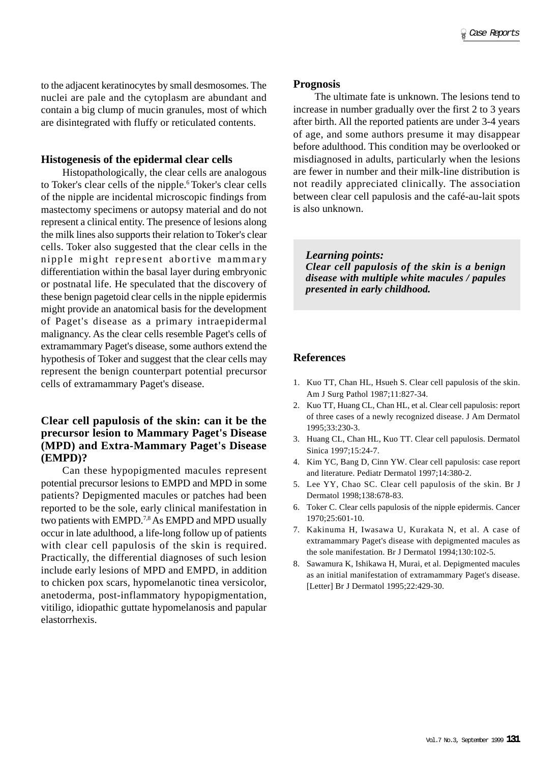to the adjacent keratinocytes by small desmosomes. The nuclei are pale and the cytoplasm are abundant and contain a big clump of mucin granules, most of which are disintegrated with fluffy or reticulated contents.

### Histogenesis of the epidermal clear cells

Histopathologically, the clear cells are analogous to Toker's clear cells of the nipple.[6] Toker's clear cells of the nipple are incidental microscopic findings from mastectomy specimens or autopsy material and do not represent a clinical entity. The presence of lesions along the milk lines also supports their relation to Toker's clear cells. Toker also suggested that the clear cells in the nipple might represent abortive mammary differentiation within the basal layer during embryonic or postnatal life. He speculated that the discovery of these benign pagetoid clear cells in the nipple epidermis might provide an anatomical basis for the development of Paget's disease as a primary intraepidermal malignancy. As the clear cells resemble Paget's cells of extramammary Paget's disease, some authors extend the hypothesis of Toker and suggest that the clear cells may represent the benign counterpart potential precursor cells of extramammary Paget's disease.

### Clear cell papulosis of the skin: can it be the precursor lesion to Mammary Paget's Disease (MPD) and Extra-Mammary Paget's Disease (EMPD)?

Can these hypopigmented macules represent potential precursor lesions to EMPD and MPD in some patients? Depigmented macules or patches had been reported to be the sole, early clinical manifestation in two patients with EMPD.[7,8] As EMPD and MPD usually occur in late adulthood, a life-long follow up of patients with clear cell papulosis of the skin is required. Practically, the differential diagnoses of such lesion include early lesions of MPD and EMPD, in addition to chicken pox scars, hypomelanotic tinea versicolor, anetoderma, post-inflammatory hypopigmentation, vitiligo, idiopathic guttate hypomelanosis and papular elastorrhexis.

### Prognosis

The ultimate fate is unknown. The lesions tend to increase in number gradually over the first 2 to 3 years after birth. All the reported patients are under 3-4 years of age, and some authors presume it may disappear before adulthood. This condition may be overlooked or misdiagnosed in adults, particularly when the lesions are fewer in number and their milk-line distribution is not readily appreciated clinically. The association between clear cell papulosis and the café-au-lait spots is also unknown.

***Learning points:***
***Clear cell papulosis of the skin is a benign disease with multiple white macules / papules presented in early childhood.***

### References

1. Kuo TT, Chan HL, Hsueh S. Clear cell papulosis of the skin. Am J Surg Pathol 1987;11:827-34.
2. Kuo TT, Huang CL, Chan HL, et al. Clear cell papulosis: report of three cases of a newly recognized disease. J Am Dermatol 1995;33:230-3.
3. Huang CL, Chan HL, Kuo TT. Clear cell papulosis. Dermatol Sinica 1997;15:24-7.
4. Kim YC, Bang D, Cinn YW. Clear cell papulosis: case report and literature. Pediatr Dermatol 1997;14:380-2.
5. Lee YY, Chao SC. Clear cell papulosis of the skin. Br J Dermatol 1998;138:678-83.
6. Toker C. Clear cells papulosis of the nipple epidermis. Cancer 1970;25:601-10.
7. Kakinuma H, Iwasawa U, Kurakata N, et al. A case of extramammary Paget's disease with depigmented macules as the sole manifestation. Br J Dermatol 1994;130:102-5.
8. Sawamura K, Ishikawa H, Murai, et al. Depigmented macules as an initial manifestation of extramammary Paget's disease. [Letter] Br J Dermatol 1995;22:429-30.